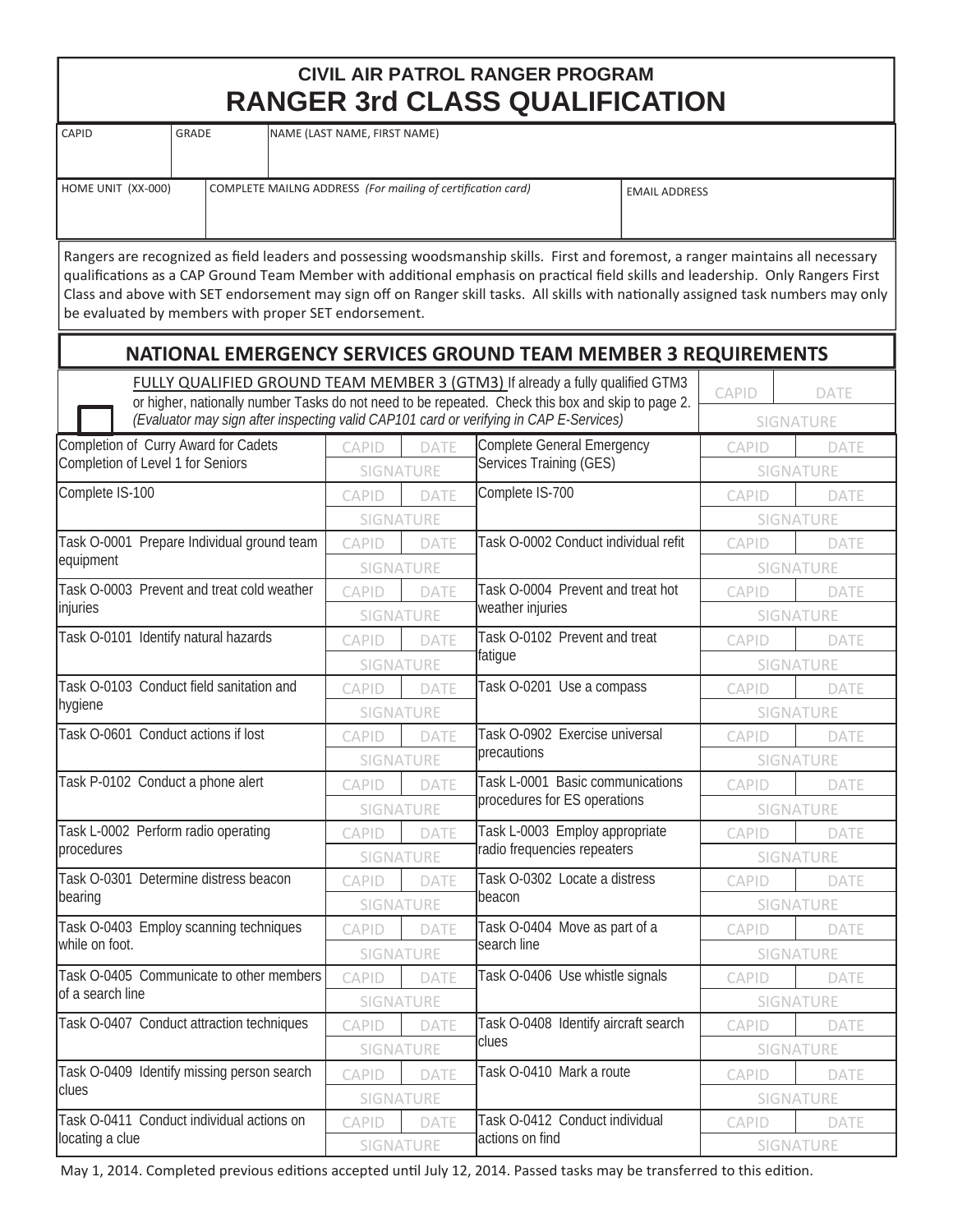# CIVIL AIR PATROL RANGER PROGRAM

## RANGER 3rd CLASS QUALIFICATION

| CAPID | GRADE | NAME (LAST NAME, FIRST NAME) |
|---|---|---|
| | | |

| HOME UNIT (XX-000) | COMPLETE MAILNG ADDRESS *(For mailing of certification card)* | EMAIL ADDRESS |
|---|---|---|
| | | |

Rangers are recognized as field leaders and possessing woodsmanship skills. First and foremost, a ranger maintains all necessary qualifications as a CAP Ground Team Member with additional emphasis on practical field skills and leadership. Only Rangers First Class and above with SET endorsement may sign off on Ranger skill tasks. All skills with nationally assigned task numbers may only be evaluated by members with proper SET endorsement.

## NATIONAL EMERGENCY SERVICES GROUND TEAM MEMBER 3 REQUIREMENTS

☐ FULLY QUALIFIED GROUND TEAM MEMBER 3 (GTM3) If already a fully qualified GTM3 or higher, nationally number Tasks do not need to be repeated. Check this box and skip to page 2. *(Evaluator may sign after inspecting valid CAP101 card or verifying in CAP E-Services)* — CAPID / DATE / SIGNATURE

| Requirement | CAPID / DATE / SIGNATURE | Requirement | CAPID / DATE / SIGNATURE |
|---|---|---|---|
| Completion of Curry Award for Cadets<br>Completion of Level 1 for Seniors | CAPID / DATE / SIGNATURE | Complete General Emergency Services Training (GES) | CAPID / DATE / SIGNATURE |
| Complete IS-100 | CAPID / DATE / SIGNATURE | Complete IS-700 | CAPID / DATE / SIGNATURE |
| Task O-0001 Prepare Individual ground team equipment | CAPID / DATE / SIGNATURE | Task O-0002 Conduct individual refit | CAPID / DATE / SIGNATURE |
| Task O-0003 Prevent and treat cold weather injuries | CAPID / DATE / SIGNATURE | Task O-0004 Prevent and treat hot weather injuries | CAPID / DATE / SIGNATURE |
| Task O-0101 Identify natural hazards | CAPID / DATE / SIGNATURE | Task O-0102 Prevent and treat fatigue | CAPID / DATE / SIGNATURE |
| Task O-0103 Conduct field sanitation and hygiene | CAPID / DATE / SIGNATURE | Task O-0201 Use a compass | CAPID / DATE / SIGNATURE |
| Task O-0601 Conduct actions if lost | CAPID / DATE / SIGNATURE | Task O-0902 Exercise universal precautions | CAPID / DATE / SIGNATURE |
| Task P-0102 Conduct a phone alert | CAPID / DATE / SIGNATURE | Task L-0001 Basic communications procedures for ES operations | CAPID / DATE / SIGNATURE |
| Task L-0002 Perform radio operating procedures | CAPID / DATE / SIGNATURE | Task L-0003 Employ appropriate radio frequencies repeaters | CAPID / DATE / SIGNATURE |
| Task O-0301 Determine distress beacon bearing | CAPID / DATE / SIGNATURE | Task O-0302 Locate a distress beacon | CAPID / DATE / SIGNATURE |
| Task O-0403 Employ scanning techniques while on foot. | CAPID / DATE / SIGNATURE | Task O-0404 Move as part of a search line | CAPID / DATE / SIGNATURE |
| Task O-0405 Communicate to other members of a search line | CAPID / DATE / SIGNATURE | Task O-0406 Use whistle signals | CAPID / DATE / SIGNATURE |
| Task O-0407 Conduct attraction techniques | CAPID / DATE / SIGNATURE | Task O-0408 Identify aircraft search clues | CAPID / DATE / SIGNATURE |
| Task O-0409 Identify missing person search clues | CAPID / DATE / SIGNATURE | Task O-0410 Mark a route | CAPID / DATE / SIGNATURE |
| Task O-0411 Conduct individual actions on locating a clue | CAPID / DATE / SIGNATURE | Task O-0412 Conduct individual actions on find | CAPID / DATE / SIGNATURE |

May 1, 2014. Completed previous editions accepted until July 12, 2014. Passed tasks may be transferred to this edition.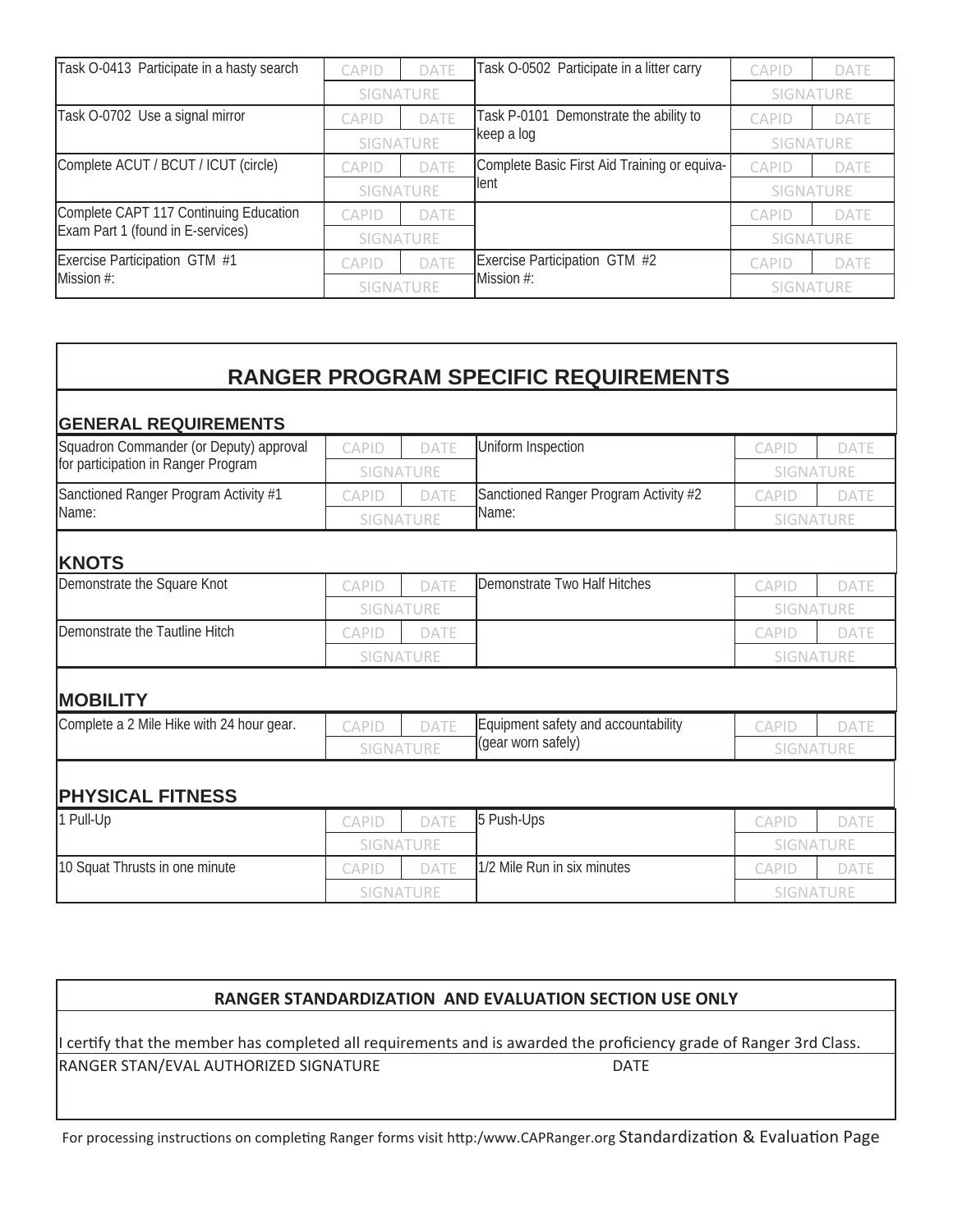| | | | | | |
|---|---|---|---|---|---|
| Task O-0413 Participate in a hasty search | CAPID / SIGNATURE | DATE | Task O-0502 Participate in a litter carry | CAPID / SIGNATURE | DATE |
| Task O-0702 Use a signal mirror | CAPID / SIGNATURE | DATE | Task P-0101 Demonstrate the ability to keep a log | CAPID / SIGNATURE | DATE |
| Complete ACUT / BCUT / ICUT (circle) | CAPID / SIGNATURE | DATE | Complete Basic First Aid Training or equivalent | CAPID / SIGNATURE | DATE |
| Complete CAPT 117 Continuing Education Exam Part 1 (found in E-services) | CAPID / SIGNATURE | DATE | | CAPID / SIGNATURE | DATE |
| Exercise Participation GTM #1 Mission #: | CAPID / SIGNATURE | DATE | Exercise Participation GTM #2 Mission #: | CAPID / SIGNATURE | DATE |

## RANGER PROGRAM SPECIFIC REQUIREMENTS

### GENERAL REQUIREMENTS

| | | | | | |
|---|---|---|---|---|---|
| Squadron Commander (or Deputy) approval for participation in Ranger Program | CAPID / SIGNATURE | DATE | Uniform Inspection | CAPID / SIGNATURE | DATE |
| Sanctioned Ranger Program Activity #1 Name: | CAPID / SIGNATURE | DATE | Sanctioned Ranger Program Activity #2 Name: | CAPID / SIGNATURE | DATE |

### KNOTS

| | | | | | |
|---|---|---|---|---|---|
| Demonstrate the Square Knot | CAPID / SIGNATURE | DATE | Demonstrate Two Half Hitches | CAPID / SIGNATURE | DATE |
| Demonstrate the Tautline Hitch | CAPID / SIGNATURE | DATE | | CAPID / SIGNATURE | DATE |

### MOBILITY

| | | | | | |
|---|---|---|---|---|---|
| Complete a 2 Mile Hike with 24 hour gear. | CAPID / SIGNATURE | DATE | Equipment safety and accountability (gear worn safely) | CAPID / SIGNATURE | DATE |

### PHYSICAL FITNESS

| | | | | | |
|---|---|---|---|---|---|
| 1 Pull-Up | CAPID / SIGNATURE | DATE | 5 Push-Ups | CAPID / SIGNATURE | DATE |
| 10 Squat Thrusts in one minute | CAPID / SIGNATURE | DATE | 1/2 Mile Run in six minutes | CAPID / SIGNATURE | DATE |

**RANGER STANDARDIZATION AND EVALUATION SECTION USE ONLY**

I certify that the member has completed all requirements and is awarded the proficiency grade of Ranger 3rd Class.

RANGER STAN/EVAL AUTHORIZED SIGNATURE DATE

For processing instructions on completing Ranger forms visit http:/www.CAPRanger.org Standardization & Evaluation Page